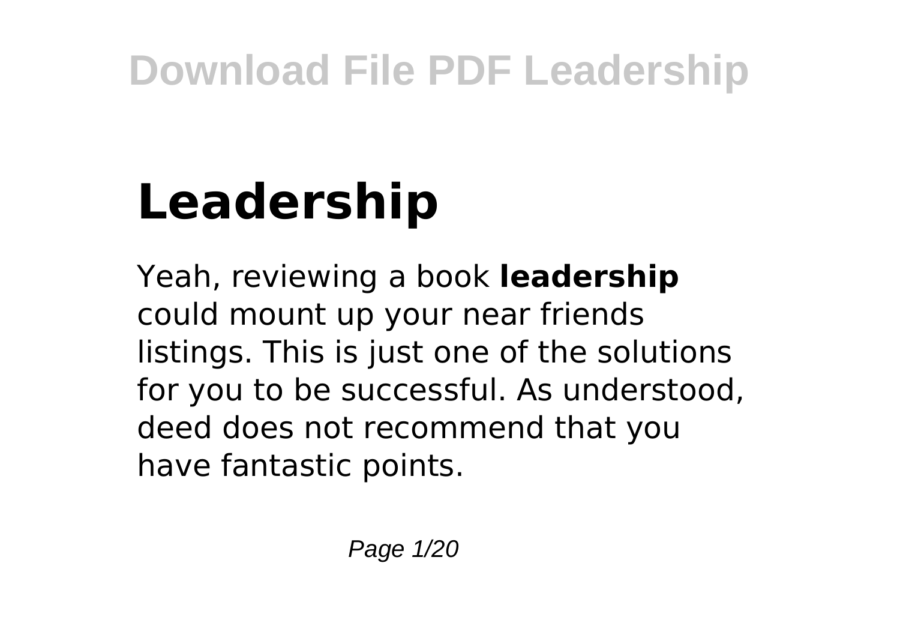# Leadership

Yeah, reviewing a book **leadership** could mount up your near friends listings. This is just one of the solutions for you to be successful. As understood, deed does not recommend that you have fantastic points.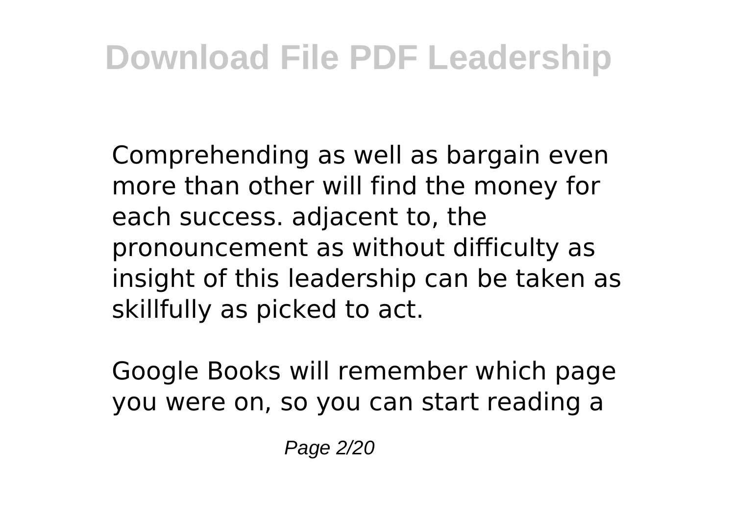Comprehending as well as bargain even more than other will find the money for each success. adjacent to, the pronouncement as without difficulty as insight of this leadership can be taken as skillfully as picked to act.

Google Books will remember which page you were on, so you can start reading a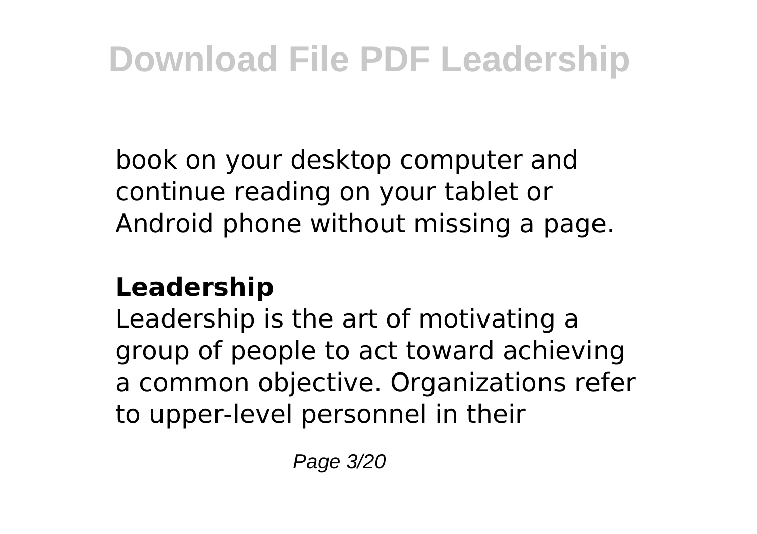book on your desktop computer and continue reading on your tablet or Android phone without missing a page.

**Leadership**

Leadership is the art of motivating a group of people to act toward achieving a common objective. Organizations refer to upper-level personnel in their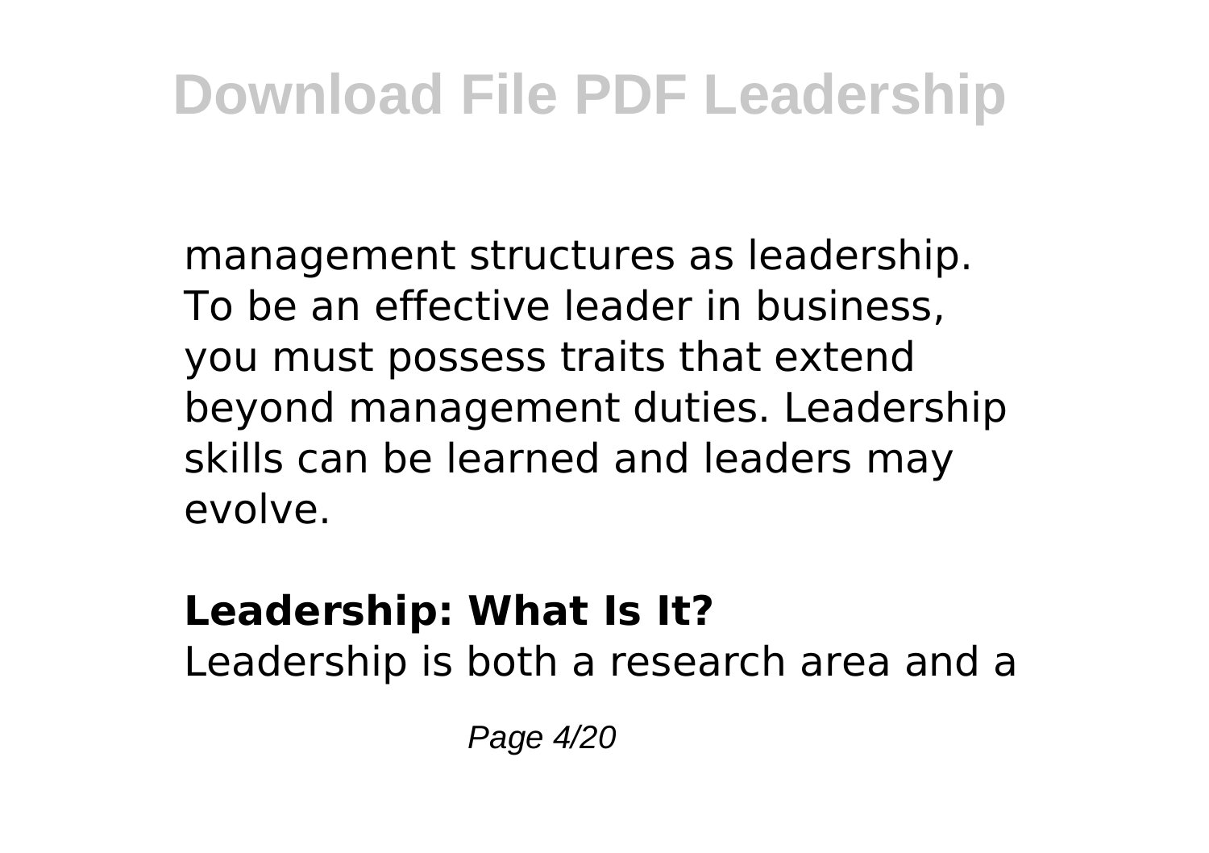management structures as leadership. To be an effective leader in business, you must possess traits that extend beyond management duties. Leadership skills can be learned and leaders may evolve.

**Leadership: What Is It?**

Leadership is both a research area and a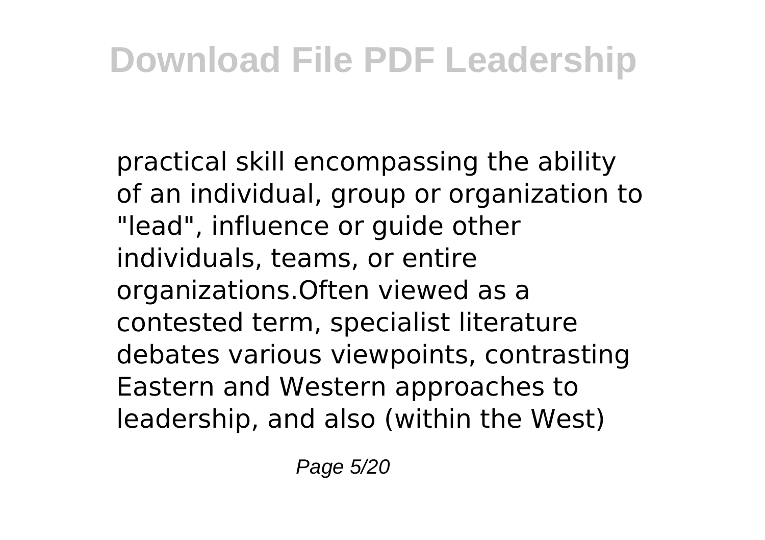practical skill encompassing the ability of an individual, group or organization to "lead", influence or guide other individuals, teams, or entire organizations.Often viewed as a contested term, specialist literature debates various viewpoints, contrasting Eastern and Western approaches to leadership, and also (within the West)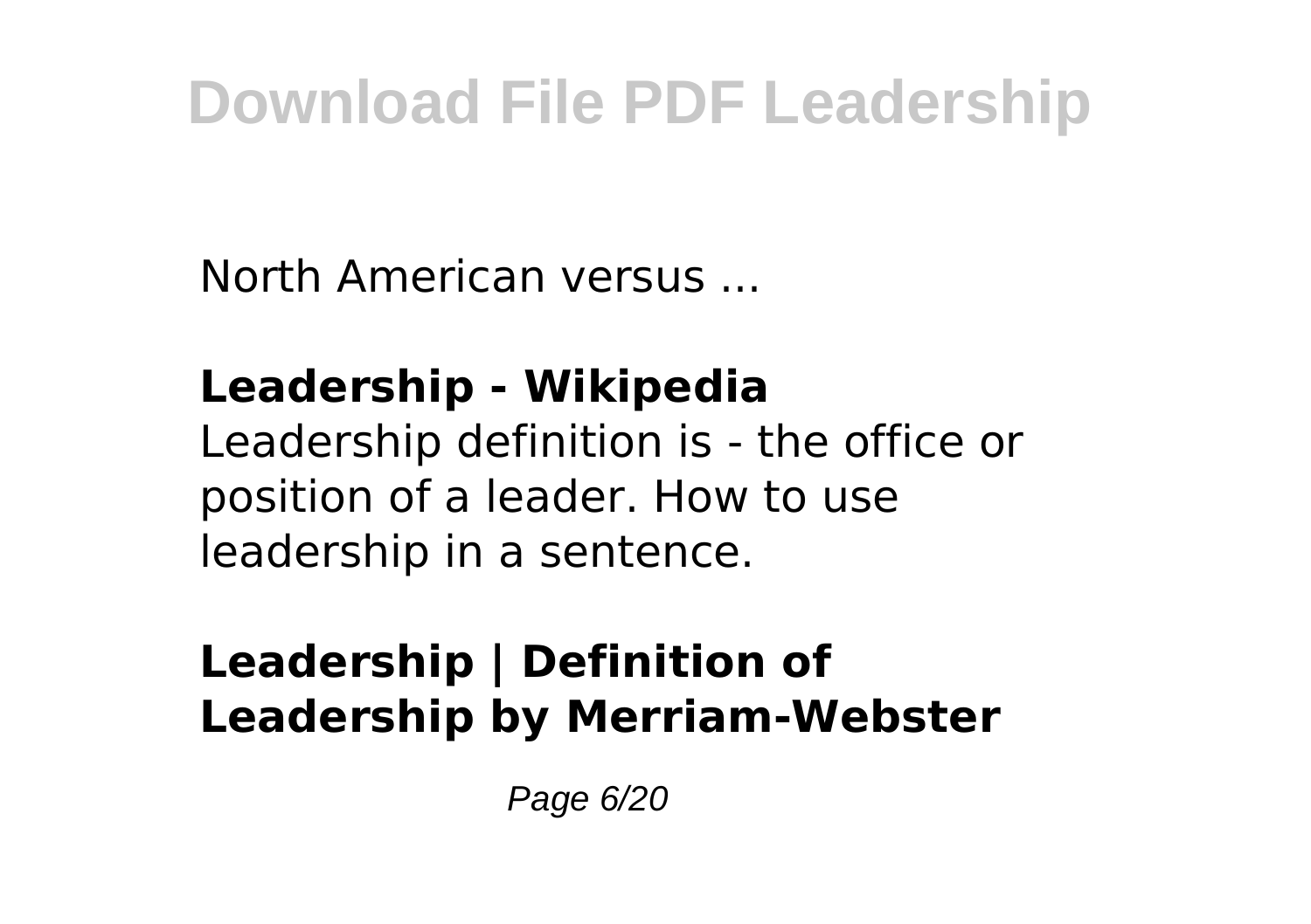North American versus ...

**Leadership - Wikipedia**

Leadership definition is - the office or position of a leader. How to use leadership in a sentence.

**Leadership | Definition of Leadership by Merriam-Webster**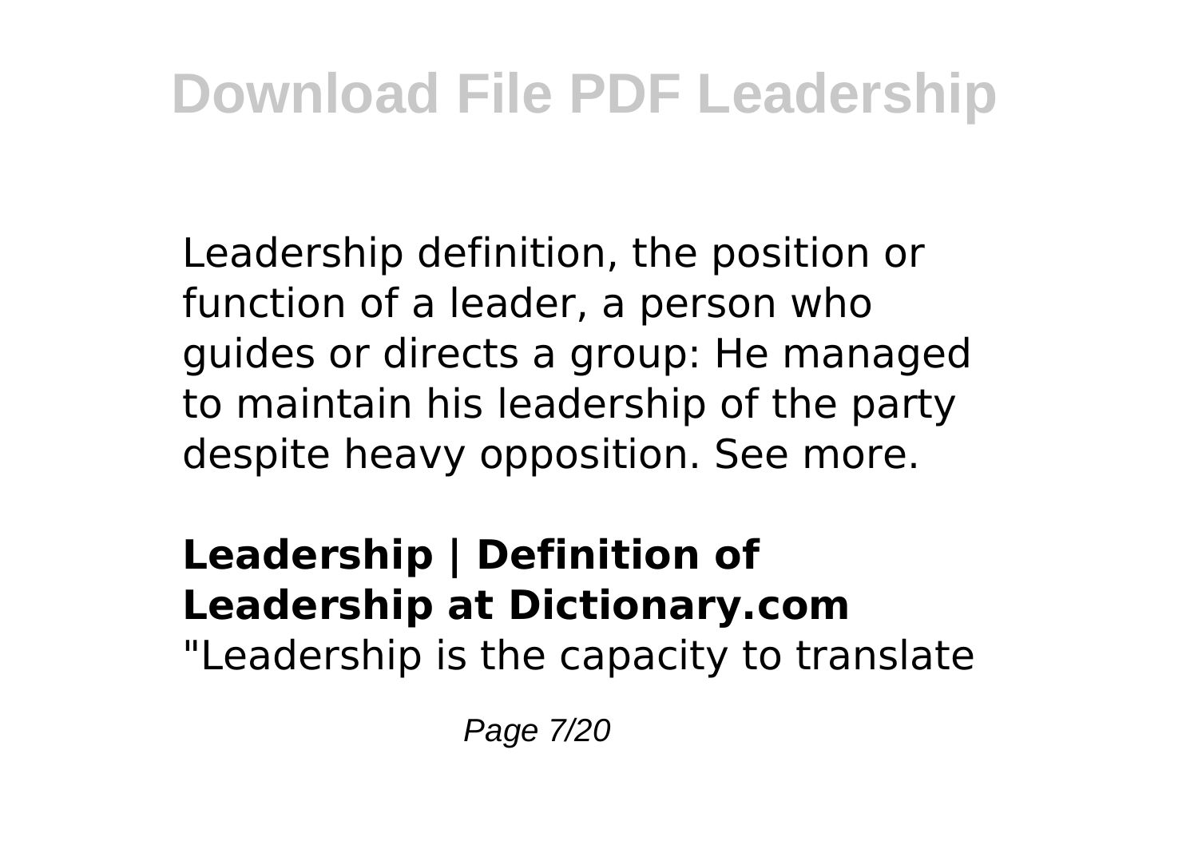Leadership definition, the position or function of a leader, a person who guides or directs a group: He managed to maintain his leadership of the party despite heavy opposition. See more.

**Leadership | Definition of Leadership at Dictionary.com**

"Leadership is the capacity to translate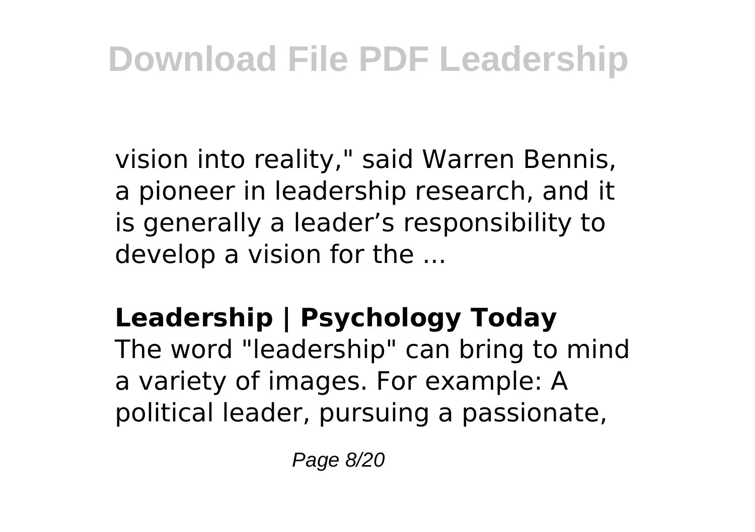vision into reality," said Warren Bennis, a pioneer in leadership research, and it is generally a leader’s responsibility to develop a vision for the ...

## Leadership | Psychology Today

The word "leadership" can bring to mind a variety of images. For example: A political leader, pursuing a passionate,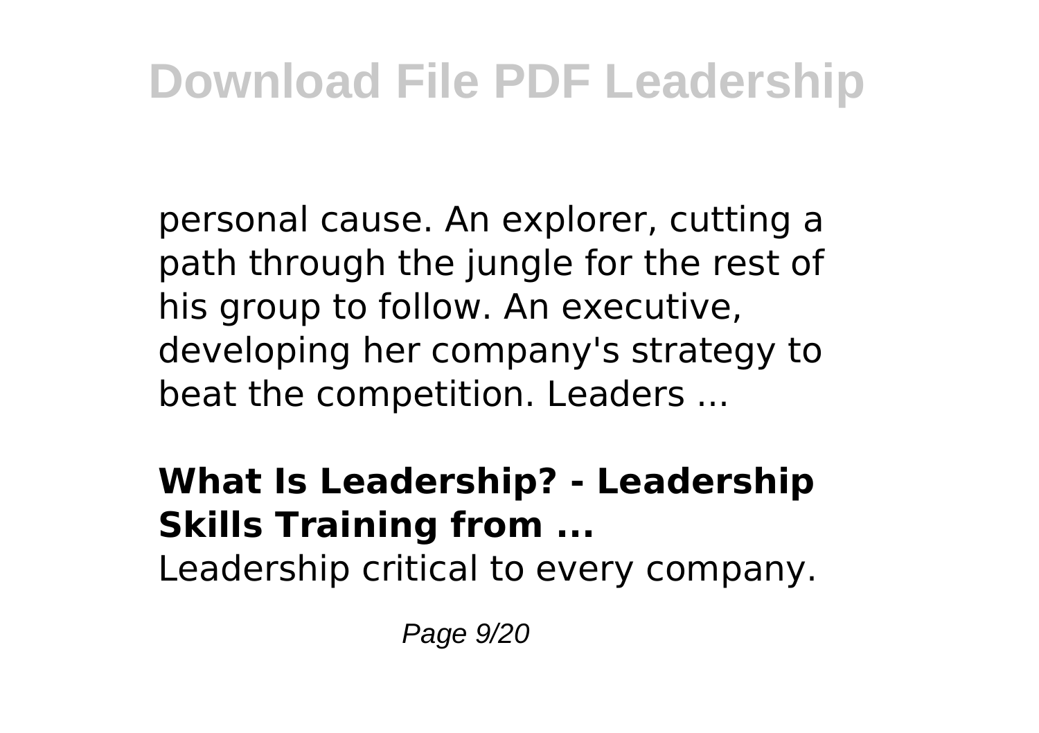personal cause. An explorer, cutting a path through the jungle for the rest of his group to follow. An executive, developing her company's strategy to beat the competition. Leaders ...

**What Is Leadership? - Leadership Skills Training from ...**

Leadership critical to every company.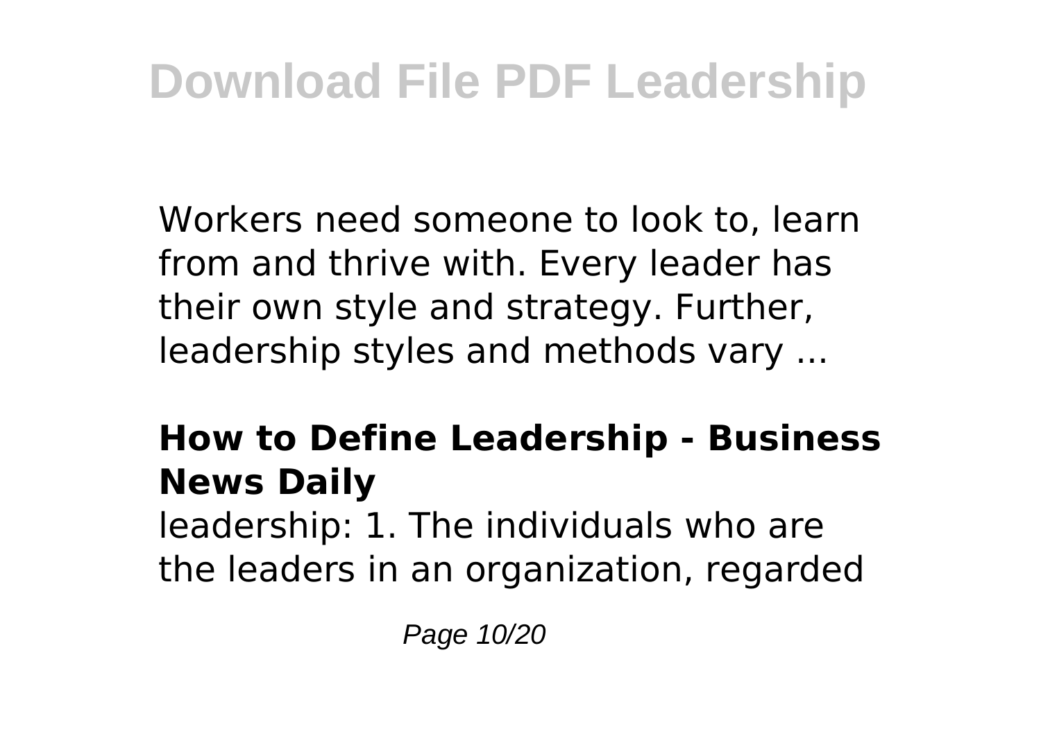Workers need someone to look to, learn from and thrive with. Every leader has their own style and strategy. Further, leadership styles and methods vary ...

**How to Define Leadership - Business News Daily**

leadership: 1. The individuals who are the leaders in an organization, regarded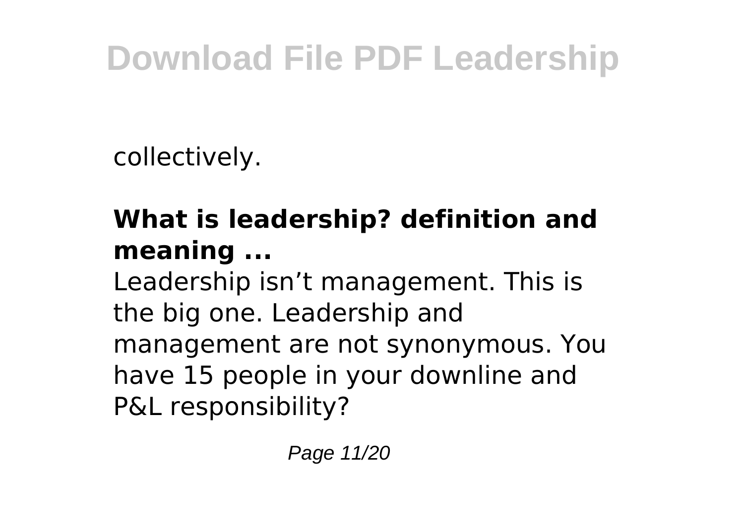collectively.

### What is leadership? definition and meaning ...

Leadership isn’t management. This is the big one. Leadership and management are not synonymous. You have 15 people in your downline and P&L responsibility?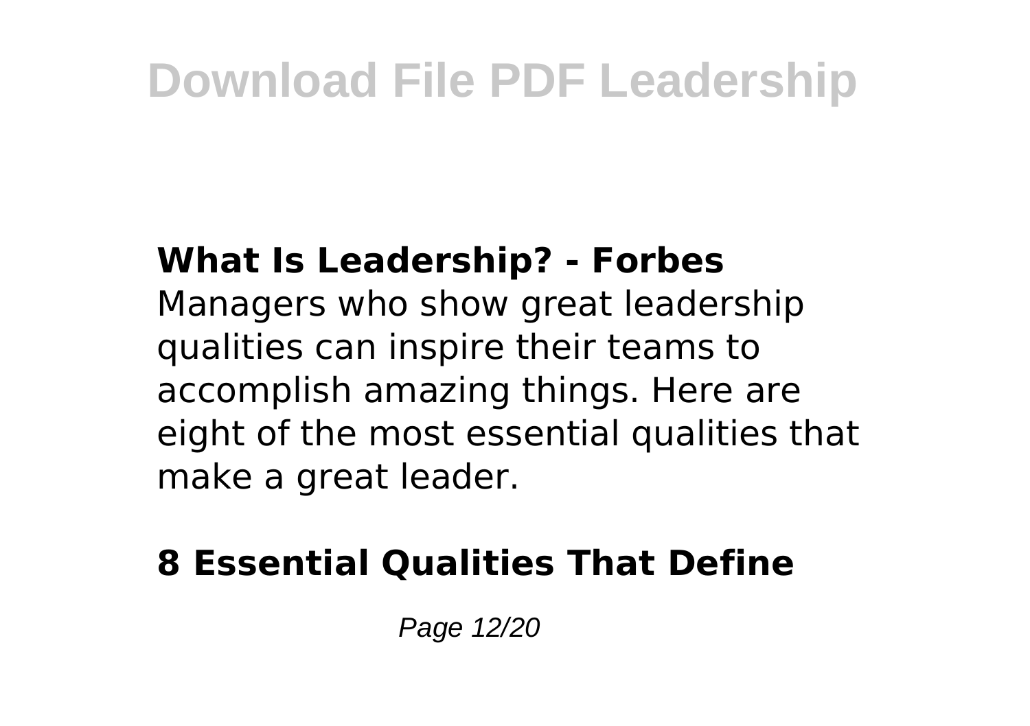**What Is Leadership? - Forbes**

Managers who show great leadership qualities can inspire their teams to accomplish amazing things. Here are eight of the most essential qualities that make a great leader.

**8 Essential Qualities That Define**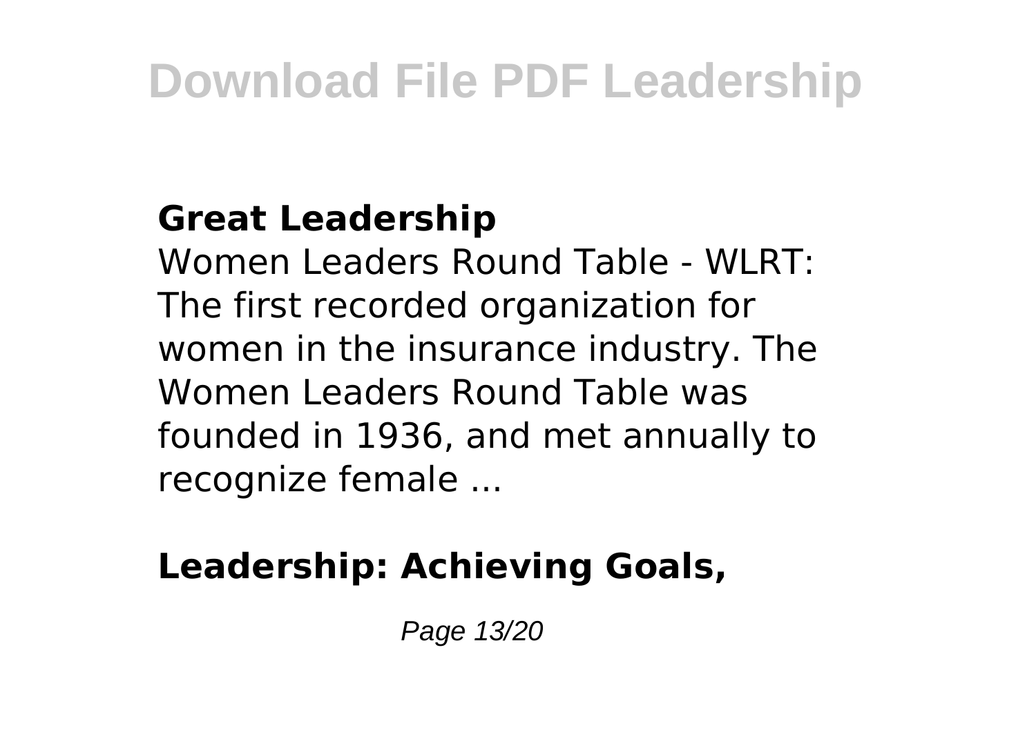**Great Leadership**

Women Leaders Round Table - WLRT: The first recorded organization for women in the insurance industry. The Women Leaders Round Table was founded in 1936, and met annually to recognize female ...

**Leadership: Achieving Goals,**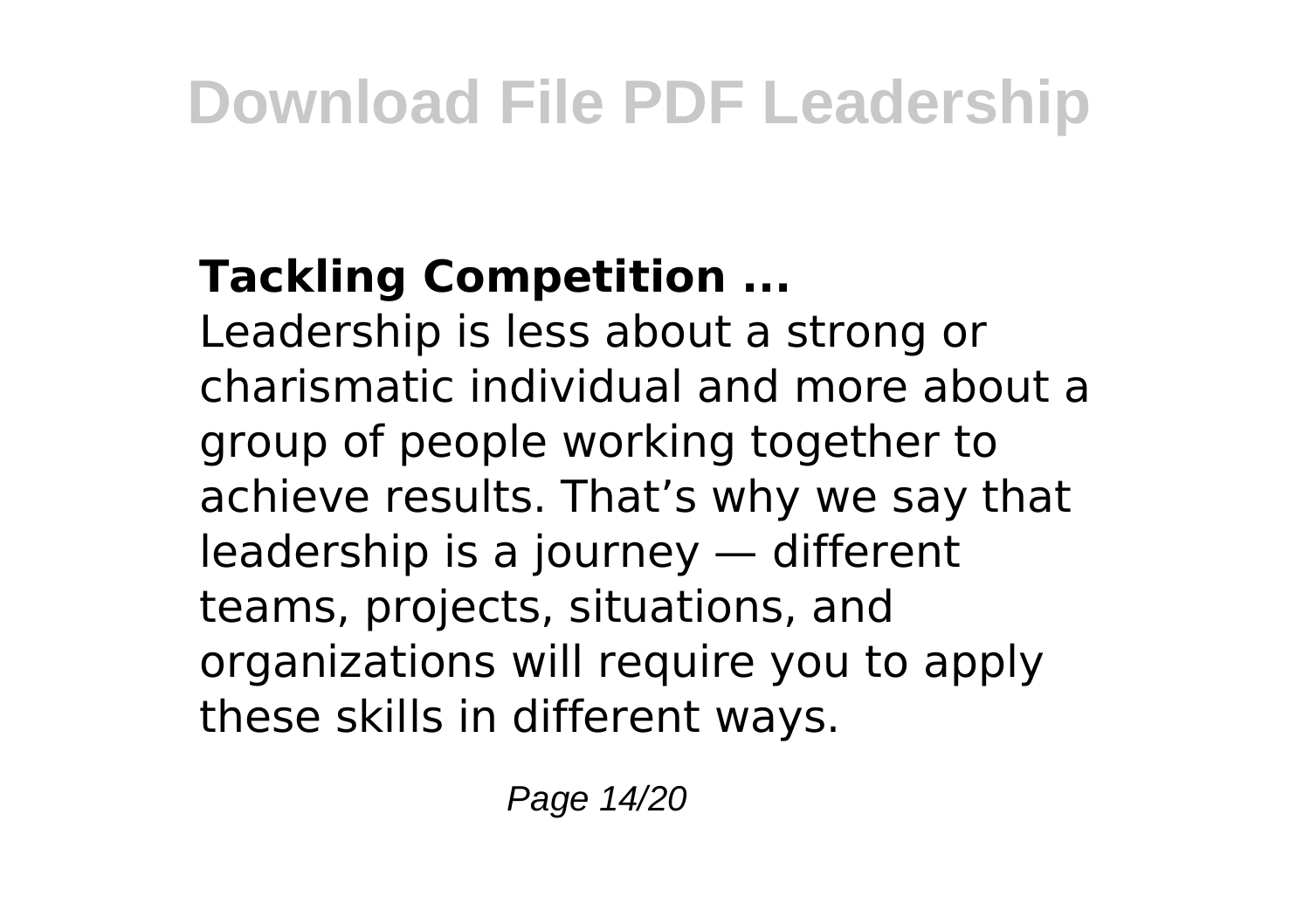**Tackling Competition ...**

Leadership is less about a strong or charismatic individual and more about a group of people working together to achieve results. That’s why we say that leadership is a journey — different teams, projects, situations, and organizations will require you to apply these skills in different ways.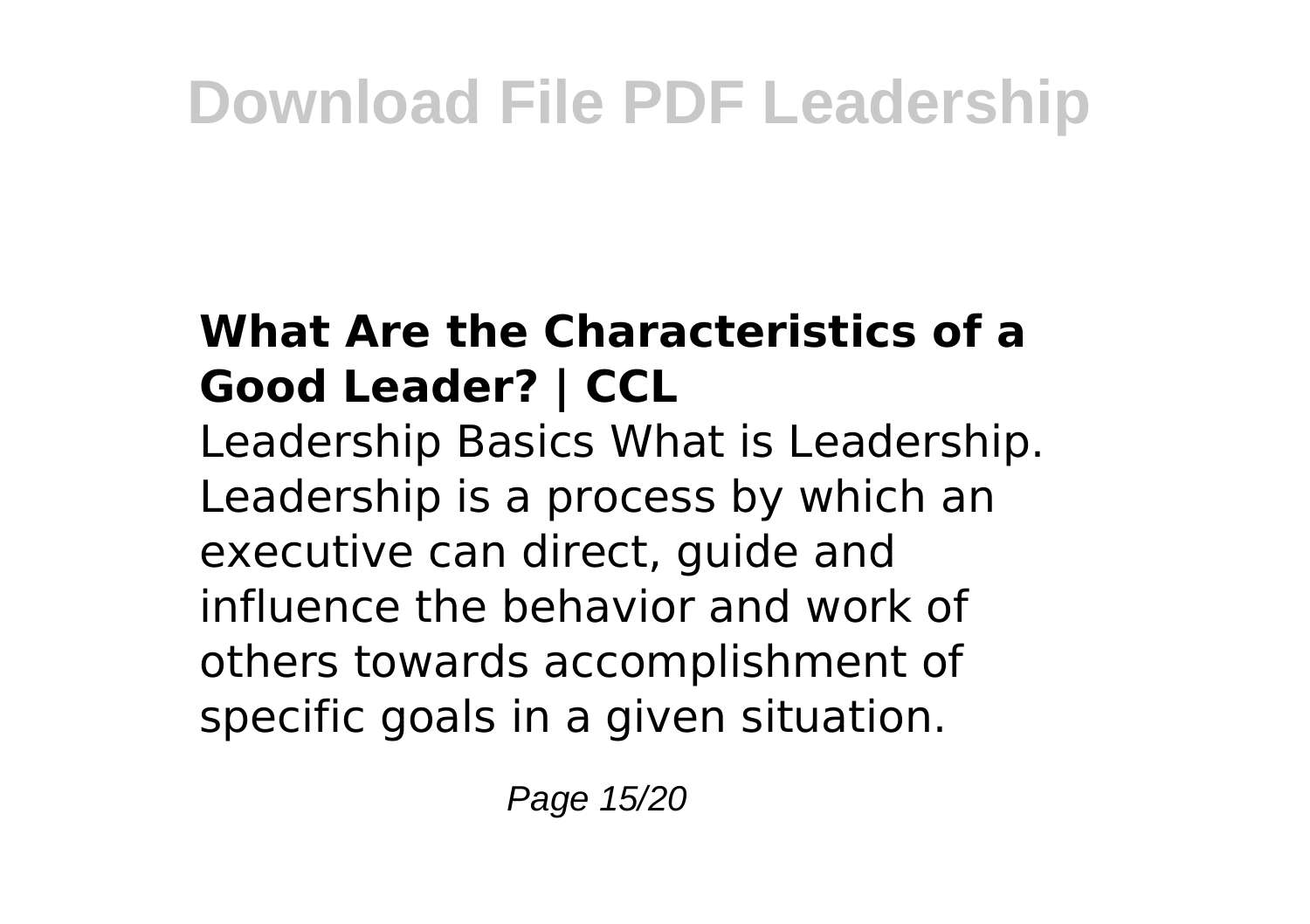### What Are the Characteristics of a Good Leader? | CCL

Leadership Basics What is Leadership. Leadership is a process by which an executive can direct, guide and influence the behavior and work of others towards accomplishment of specific goals in a given situation.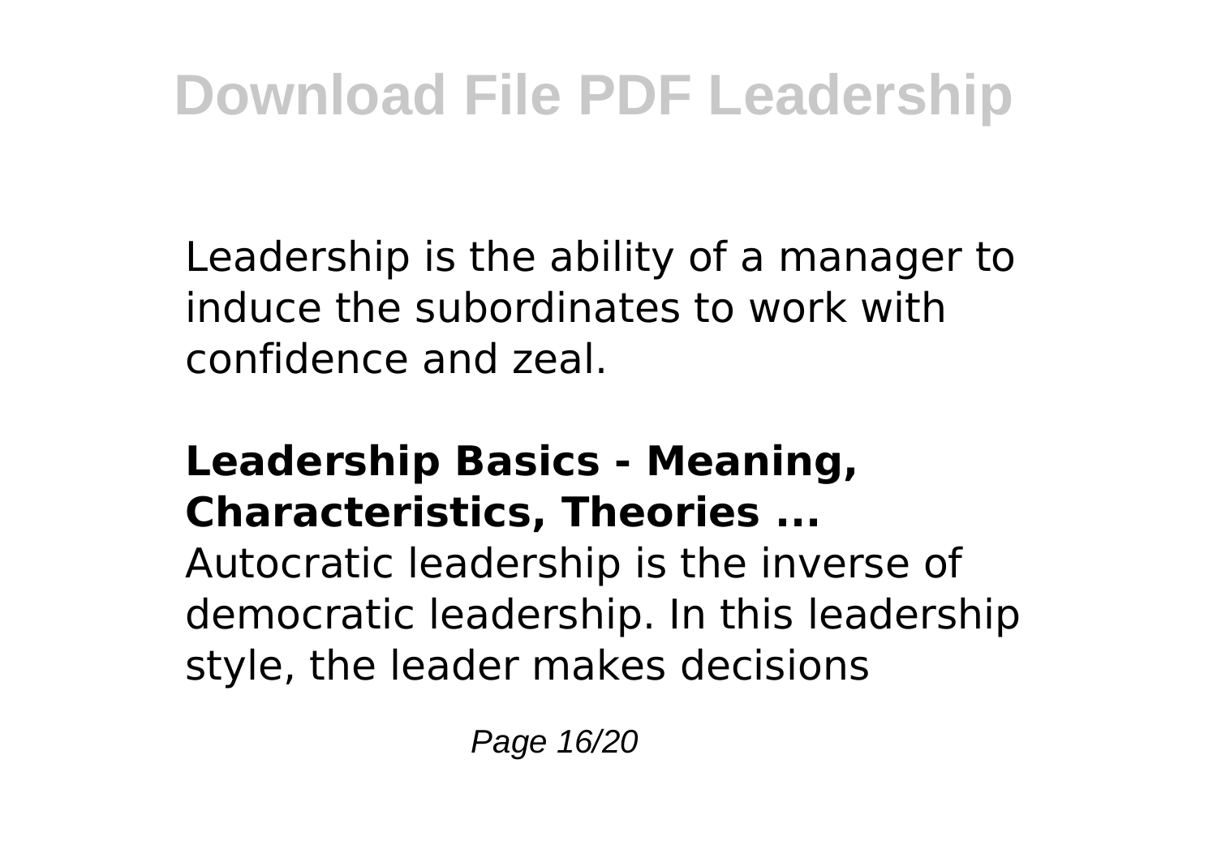Leadership is the ability of a manager to induce the subordinates to work with confidence and zeal.

**Leadership Basics - Meaning, Characteristics, Theories ...**

Autocratic leadership is the inverse of democratic leadership. In this leadership style, the leader makes decisions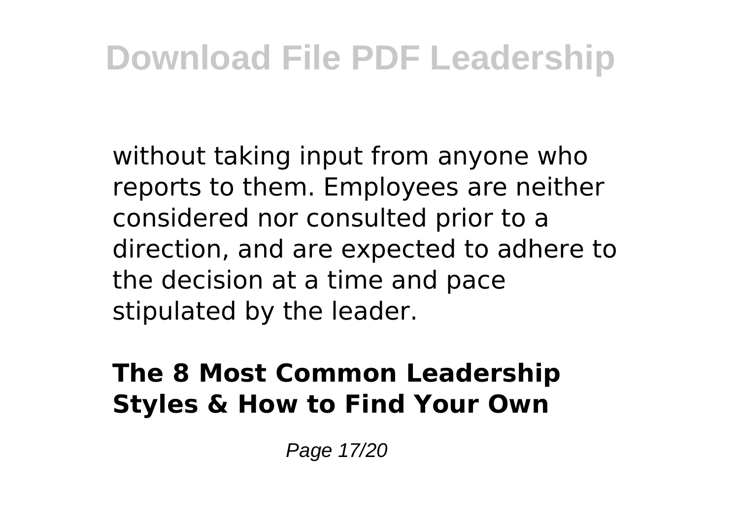without taking input from anyone who reports to them. Employees are neither considered nor consulted prior to a direction, and are expected to adhere to the decision at a time and pace stipulated by the leader.

**The 8 Most Common Leadership Styles & How to Find Your Own**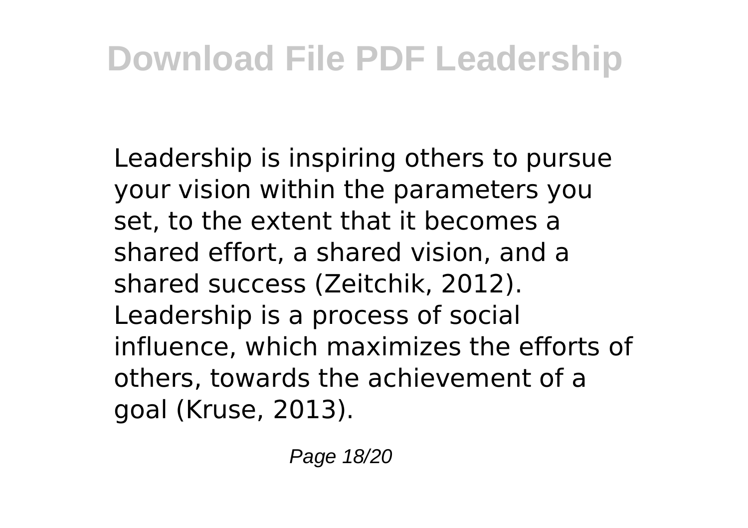Leadership is inspiring others to pursue your vision within the parameters you set, to the extent that it becomes a shared effort, a shared vision, and a shared success (Zeitchik, 2012). Leadership is a process of social influence, which maximizes the efforts of others, towards the achievement of a goal (Kruse, 2013).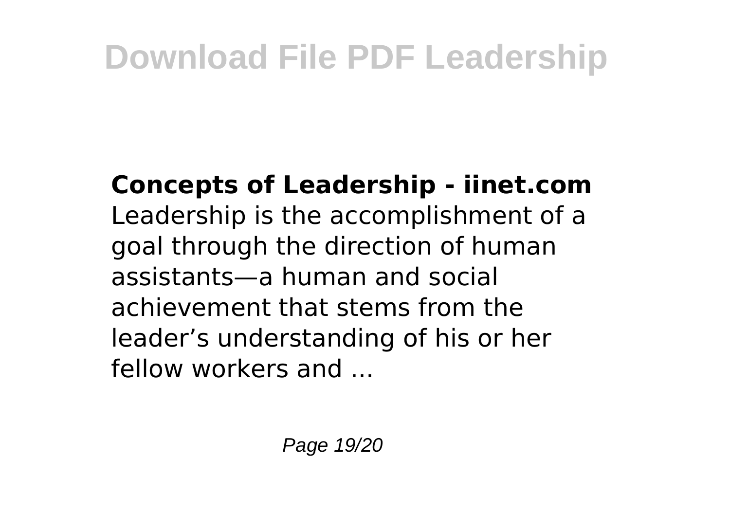**Concepts of Leadership - iinet.com**

Leadership is the accomplishment of a goal through the direction of human assistants—a human and social achievement that stems from the leader’s understanding of his or her fellow workers and ...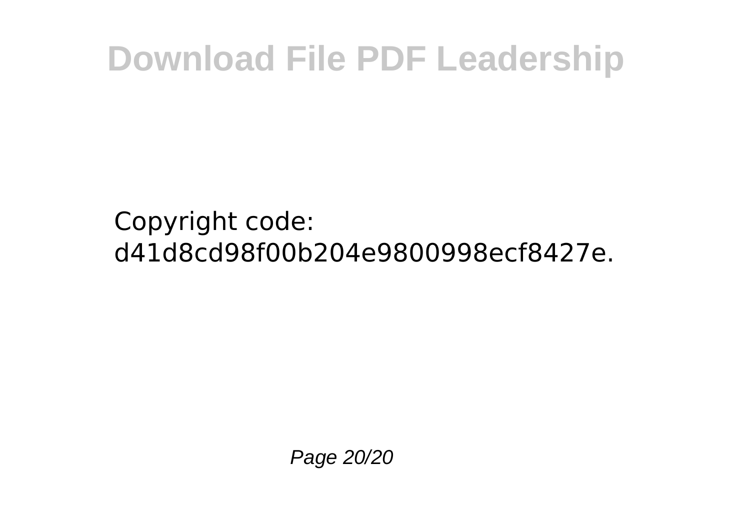Copyright code: d41d8cd98f00b204e9800998ecf8427e.